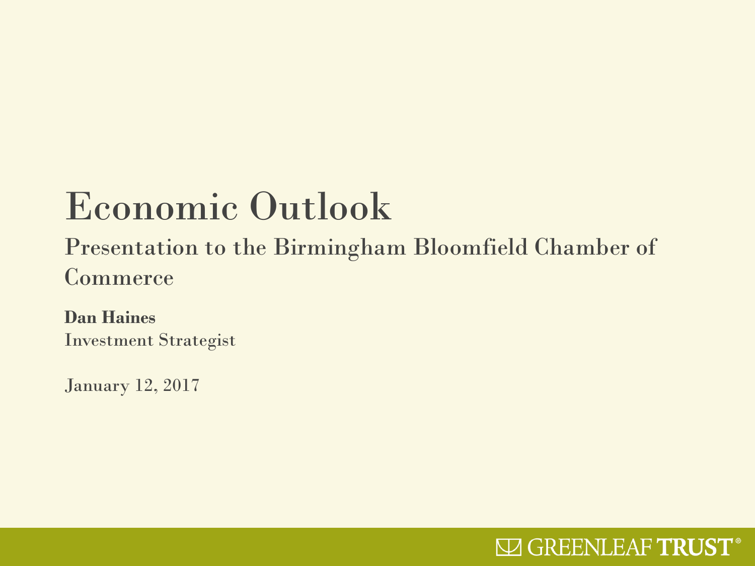# Economic Outlook

## Presentation to the Birmingham Bloomfield Chamber of Commerce

**Dan Haines**
Investment Strategist

January 12, 2017

GREENLEAF TRUST®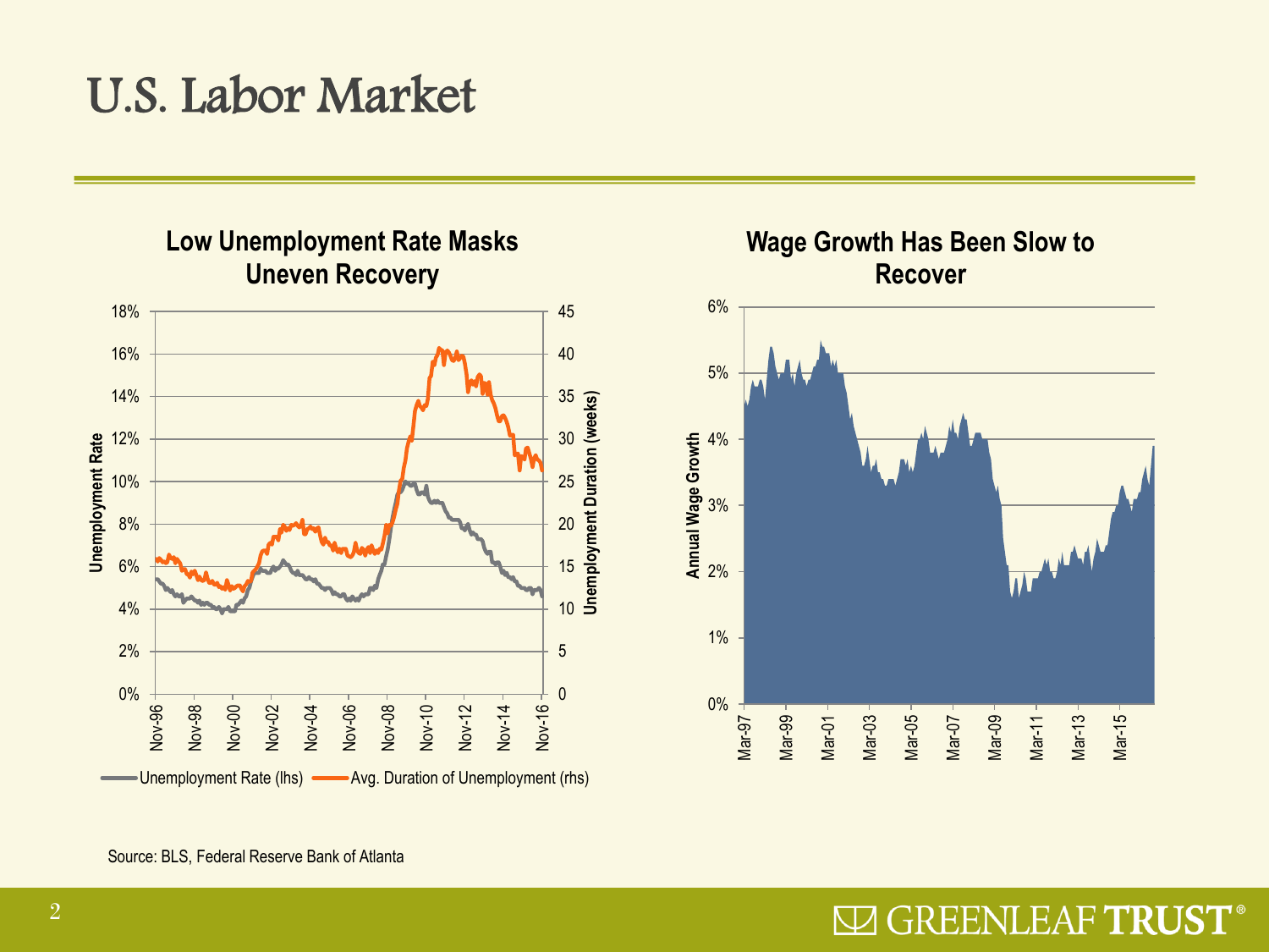# U.S. Labor Market

## Low Unemployment Rate Masks Uneven Recovery

18%
16%
14%
12%
10%
8%
6%
4%
2%
0%

Unemployment Rate

45
40
35
30
25
20
15
10
5
0

Unemployment Duration (weeks)

Nov-96 Nov-98 Nov-00 Nov-02 Nov-04 Nov-06 Nov-08 Nov-10 Nov-12 Nov-14 Nov-16

Unemployment Rate (lhs) Avg. Duration of Unemployment (rhs)

## Wage Growth Has Been Slow to Recover

6%
5%
4%
3%
2%
1%
0%

Annual Wage Growth

Mar-97 Mar-99 Mar-01 Mar-03 Mar-05 Mar-07 Mar-09 Mar-11 Mar-13 Mar-15

Source: BLS, Federal Reserve Bank of Atlanta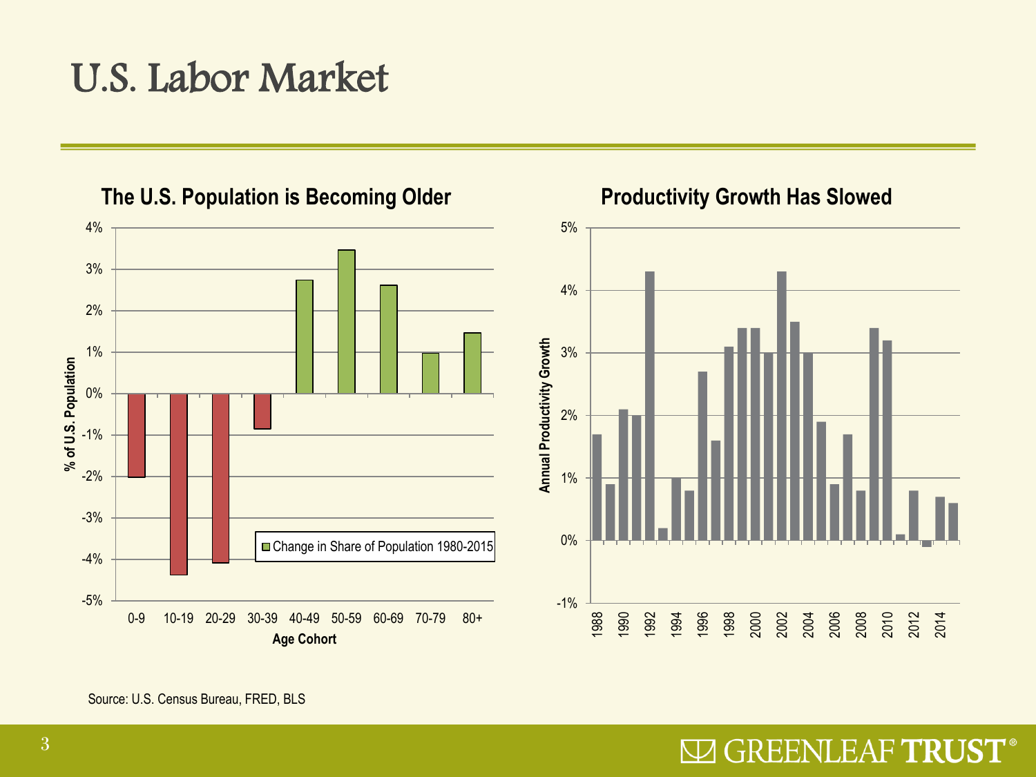# U.S. Labor Market

## The U.S. Population is Becoming Older

4%
3%
2%
1%
0%
-1%
-2%
-3%
-4%
-5%

% of U.S. Population

Change in Share of Population 1980-2015

0-9 10-19 20-29 30-39 40-49 50-59 60-69 70-79 80+

Age Cohort

## Productivity Growth Has Slowed

5%
4%
3%
2%
1%
0%
-1%

Annual Productivity Growth

1988 1990 1992 1994 1996 1998 2000 2002 2004 2006 2008 2010 2012 2014

Source: U.S. Census Bureau, FRED, BLS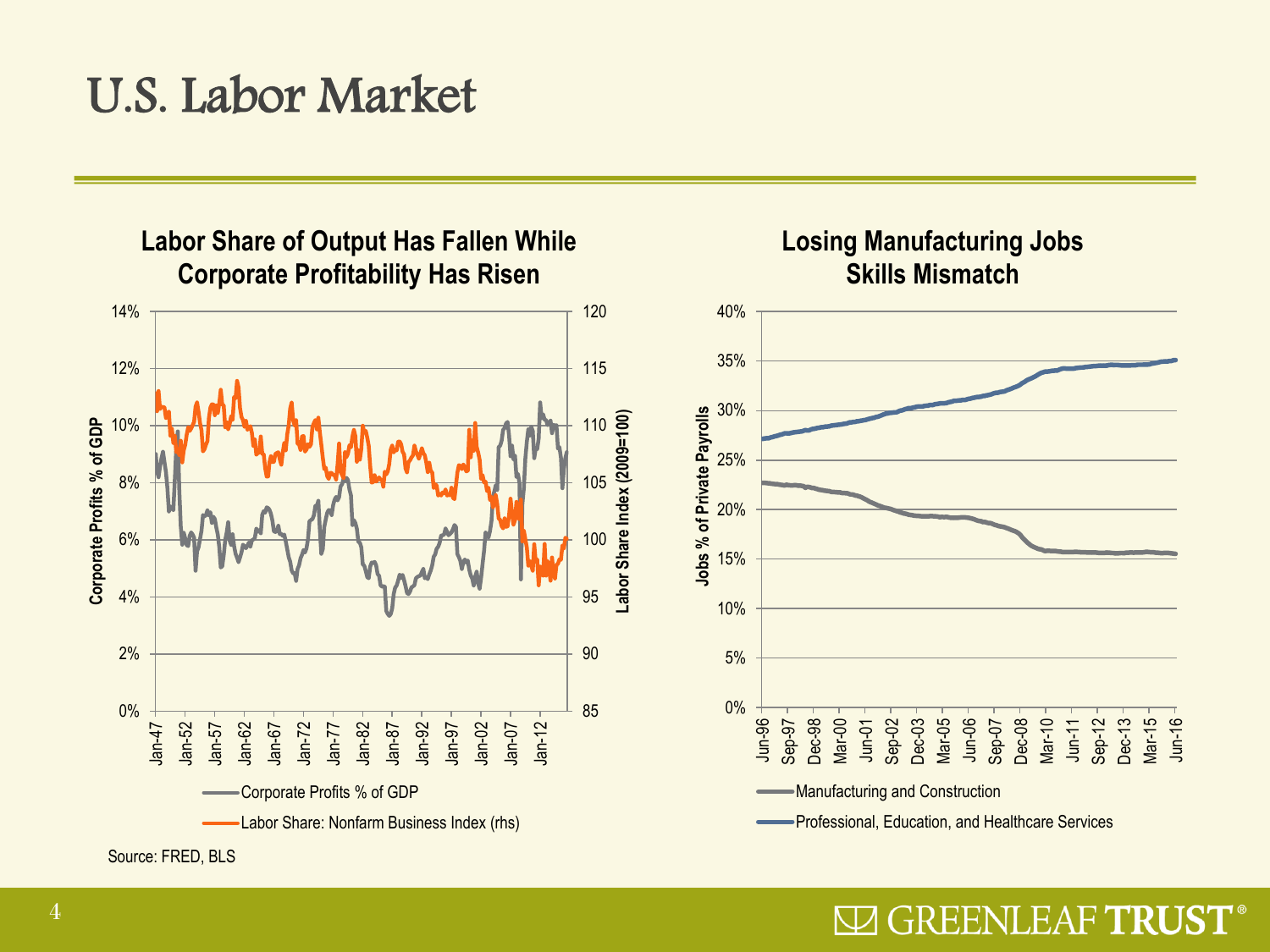# U.S. Labor Market

## Labor Share of Output Has Fallen While Corporate Profitability Has Risen

Corporate Profits % of GDP

14%
12%
10%
8%
6%
4%
2%
0%

Labor Share Index (2009=100)

120
115
110
105
100
95
90
85

Jan-47 Jan-52 Jan-57 Jan-62 Jan-67 Jan-72 Jan-77 Jan-82 Jan-87 Jan-92 Jan-97 Jan-02 Jan-07 Jan-12

Corporate Profits % of GDP

Labor Share: Nonfarm Business Index (rhs)

## Losing Manufacturing Jobs Skills Mismatch

Jobs % of Private Payrolls

40%
35%
30%
25%
20%
15%
10%
5%
0%

Jun-96 Sep-97 Dec-98 Mar-00 Jun-01 Sep-02 Dec-03 Mar-05 Jun-06 Sep-07 Dec-08 Mar-10 Jun-11 Sep-12 Dec-13 Mar-15 Jun-16

Manufacturing and Construction

Professional, Education, and Healthcare Services

Source: FRED, BLS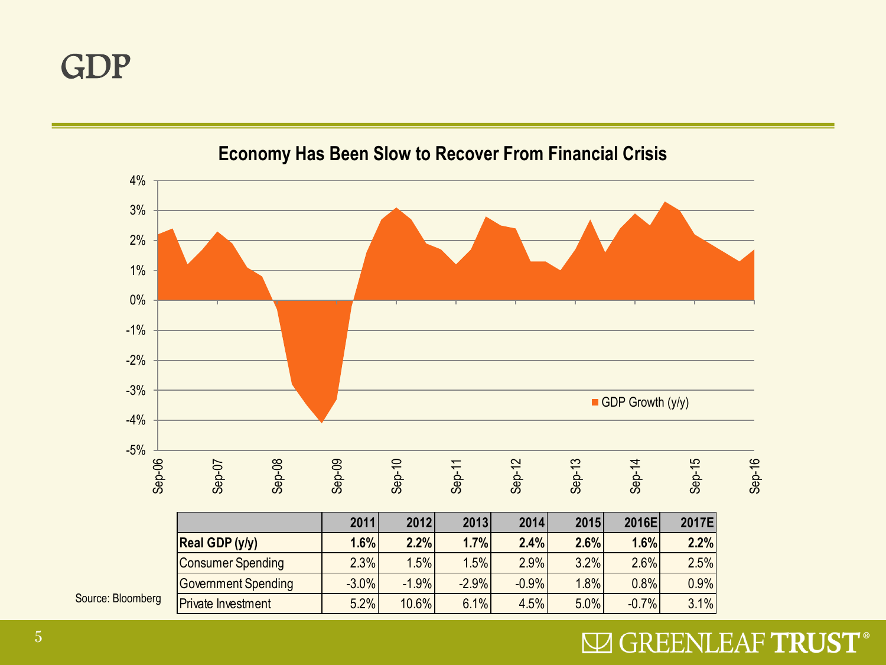# GDP

**Economy Has Been Slow to Recover From Financial Crisis**

4%
3%
2%
1%
0%
-1%
-2%
-3%
-4%
-5%

Sep-06 Sep-07 Sep-08 Sep-09 Sep-10 Sep-11 Sep-12 Sep-13 Sep-14 Sep-15 Sep-16

GDP Growth (y/y)

| | 2011 | 2012 | 2013 | 2014 | 2015 | 2016E | 2017E |
|---|---|---|---|---|---|---|---|
| **Real GDP (y/y)** | **1.6%** | **2.2%** | **1.7%** | **2.4%** | **2.6%** | **1.6%** | **2.2%** |
| Consumer Spending | 2.3% | 1.5% | 1.5% | 2.9% | 3.2% | 2.6% | 2.5% |
| Government Spending | -3.0% | -1.9% | -2.9% | -0.9% | 1.8% | 0.8% | 0.9% |
| Private Investment | 5.2% | 10.6% | 6.1% | 4.5% | 5.0% | -0.7% | 3.1% |

Source: Bloomberg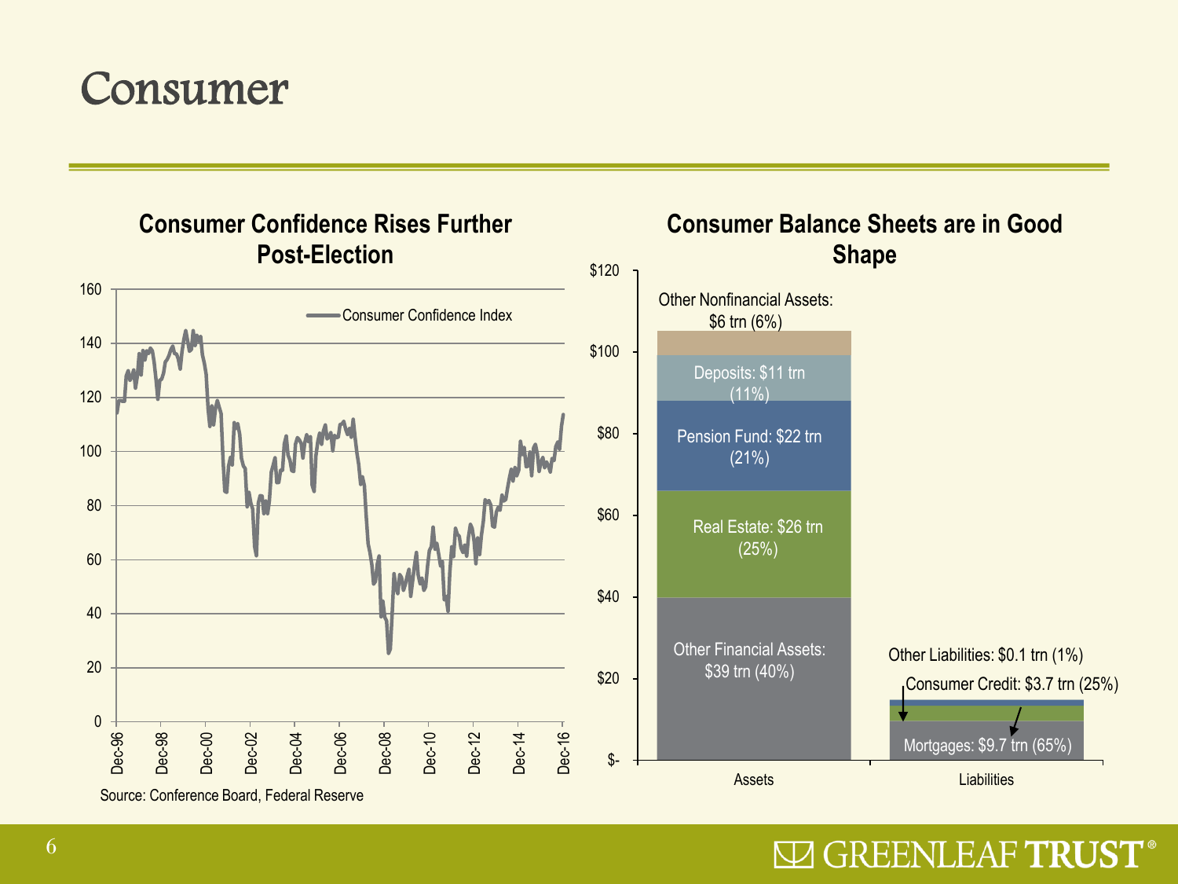# Consumer

## Consumer Confidence Rises Further Post-Election

Consumer Confidence Index

160
140
120
100
80
60
40
20
0

Dec-96 Dec-98 Dec-00 Dec-02 Dec-04 Dec-06 Dec-08 Dec-10 Dec-12 Dec-14 Dec-16

Source: Conference Board, Federal Reserve

## Consumer Balance Sheets are in Good Shape

$120
$100
$80
$60
$40
$20
$-

Other Nonfinancial Assets: $6 trn (6%)

Deposits: $11 trn (11%)

Pension Fund: $22 trn (21%)

Real Estate: $26 trn (25%)

Other Financial Assets: $39 trn (40%)

Other Liabilities: $0.1 trn (1%)

Consumer Credit: $3.7 trn (25%)

Mortgages: $9.7 trn (65%)

Assets

Liabilities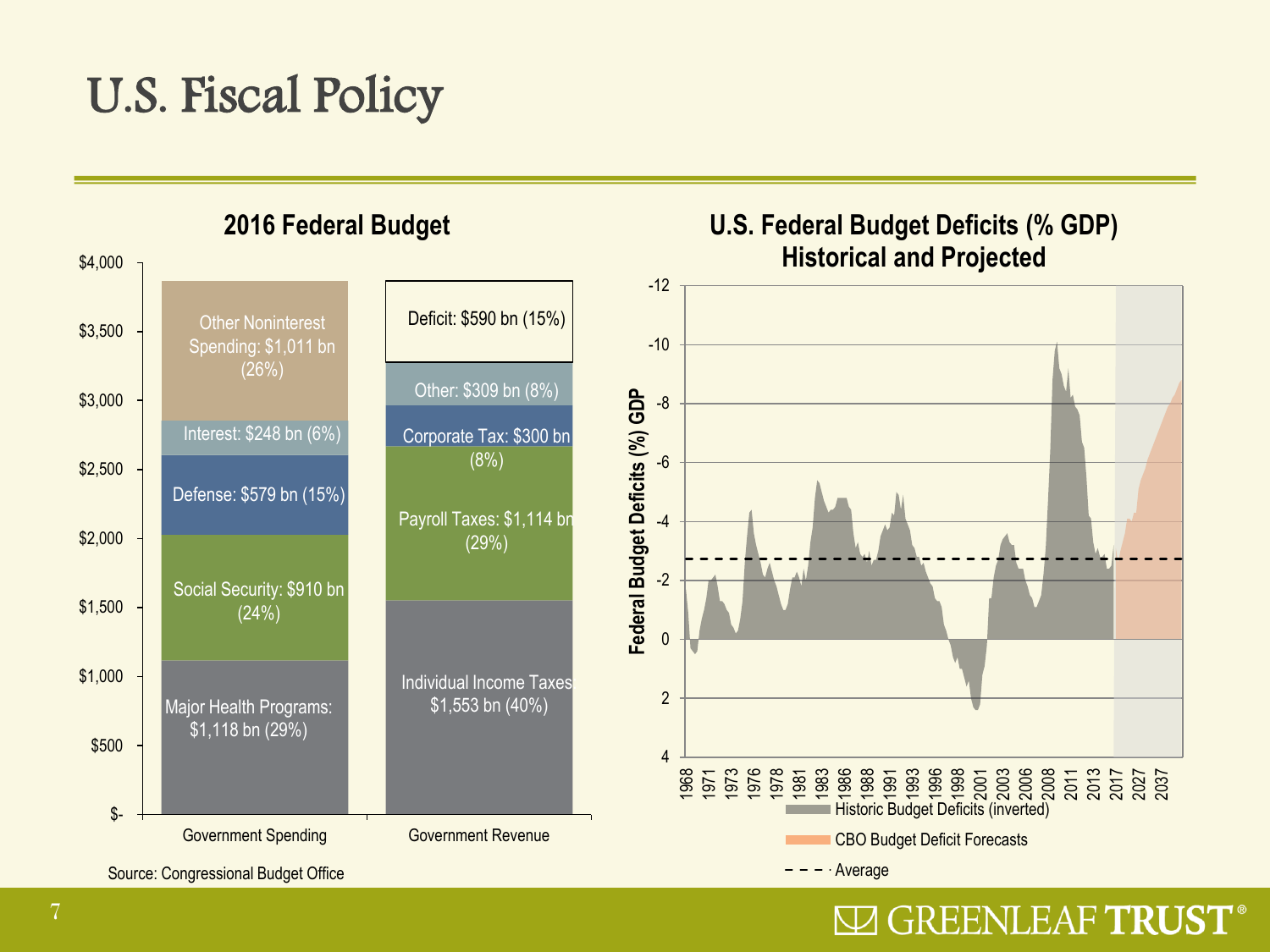# U.S. Fiscal Policy

## 2016 Federal Budget

$4,000
$3,500
$3,000
$2,500
$2,000
$1,500
$1,000
$500
$-

Other Noninterest Spending: $1,011 bn (26%)
Interest: $248 bn (6%)
Defense: $579 bn (15%)
Social Security: $910 bn (24%)
Major Health Programs: $1,118 bn (29%)

Deficit: $590 bn (15%)
Other: $309 bn (8%)
Corporate Tax: $300 bn (8%)
Payroll Taxes: $1,114 bn (29%)
Individual Income Taxes $1,553 bn (40%)

Government Spending
Government Revenue

Source: Congressional Budget Office

## U.S. Federal Budget Deficits (% GDP) Historical and Projected

Federal Budget Deficits (%) GDP

-12
-10
-8
-6
-4
-2
0
2
4

1968 1971 1973 1976 1978 1981 1983 1986 1988 1991 1993 1996 1998 2001 2003 2006 2008 2011 2013 2017 2027 2037

Historic Budget Deficits (inverted)
CBO Budget Deficit Forecasts
Average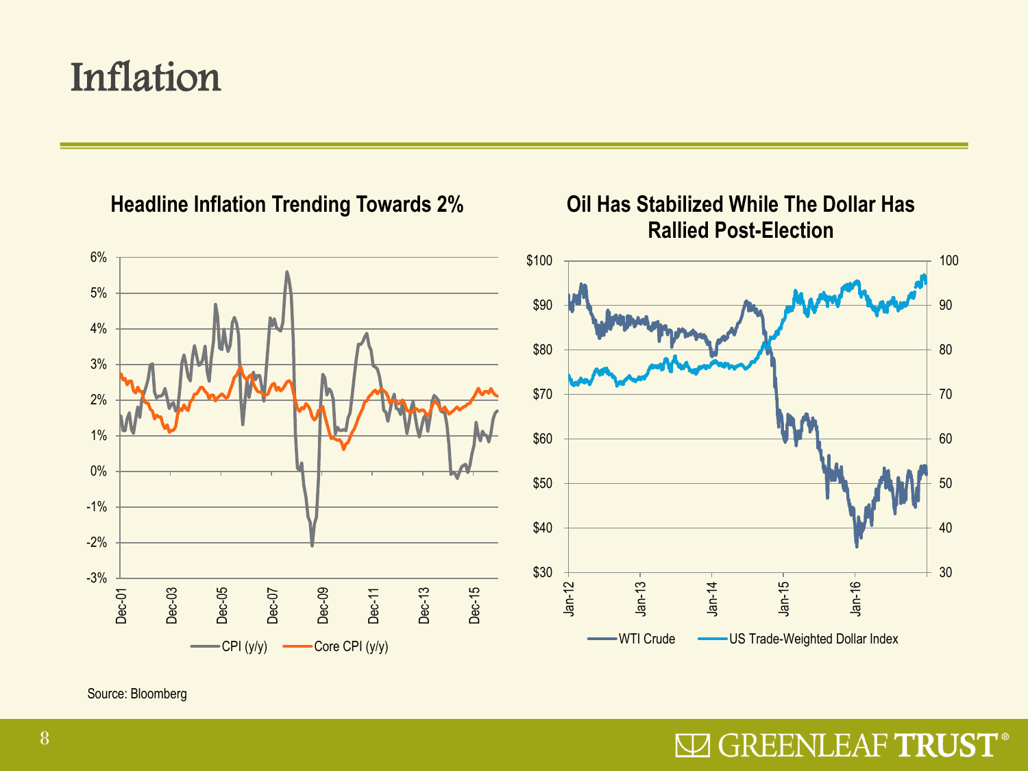# Inflation

## Headline Inflation Trending Towards 2%

6%
5%
4%
3%
2%
1%
0%
-1%
-2%
-3%

Dec-01
Dec-03
Dec-05
Dec-07
Dec-09
Dec-11
Dec-13
Dec-15

CPI (y/y)
Core CPI (y/y)

## Oil Has Stabilized While The Dollar Has Rallied Post-Election

$100
$90
$80
$70
$60
$50
$40
$30

100
90
80
70
60
50
40
30

Jan-12
Jan-13
Jan-14
Jan-15
Jan-16

WTI Crude
US Trade-Weighted Dollar Index

Source: Bloomberg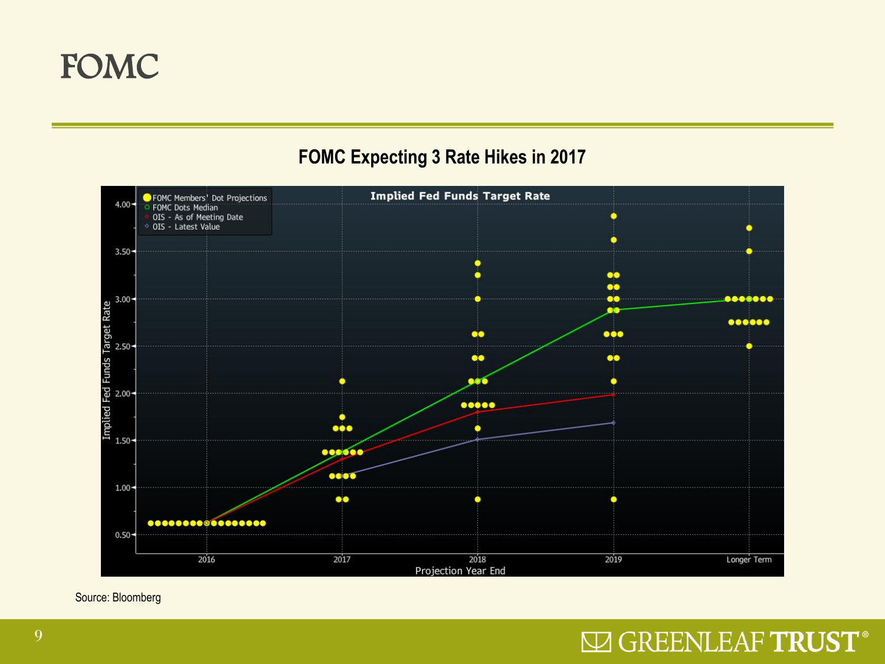# FOMC

## FOMC Expecting 3 Rate Hikes in 2017

Implied Fed Funds Target Rate

FOMC Members' Dot Projections
FOMC Dots Median
OIS - As of Meeting Date
OIS - Latest Value

Implied Fed Funds Target Rate

4.00
3.50
3.00
2.50
2.00
1.50
1.00
0.50

2016
2017
2018
2019
Longer Term

Projection Year End

Source: Bloomberg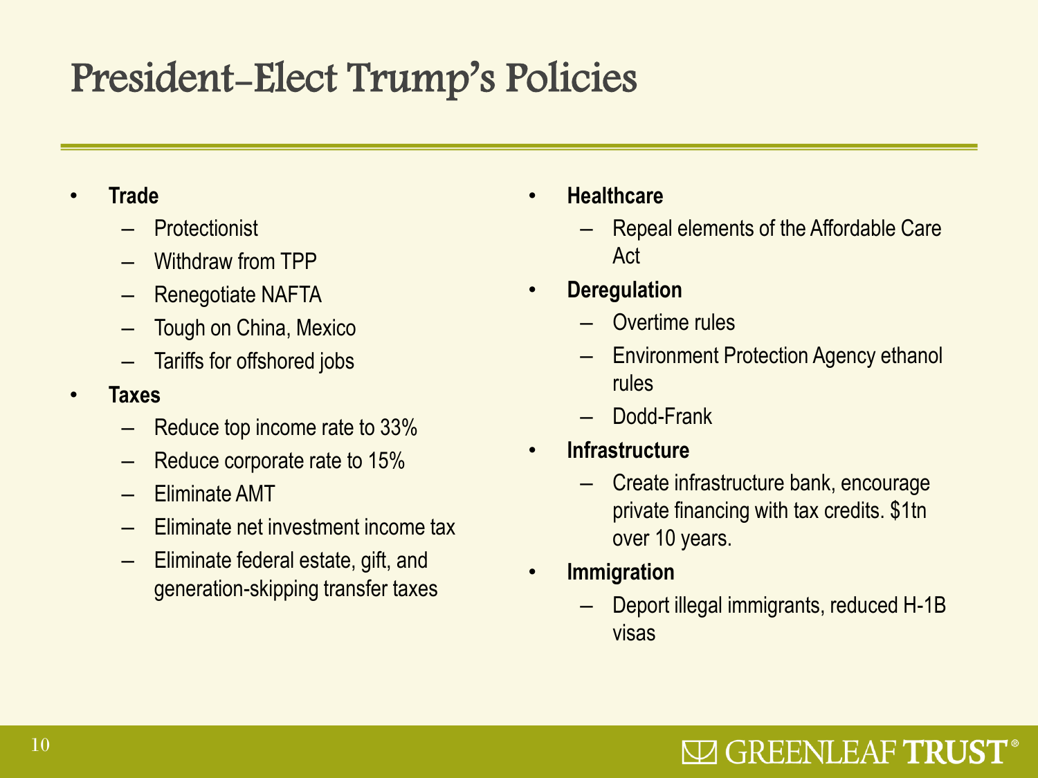# President-Elect Trump's Policies

- **Trade**
  - Protectionist
  - Withdraw from TPP
  - Renegotiate NAFTA
  - Tough on China, Mexico
  - Tariffs for offshored jobs
- **Taxes**
  - Reduce top income rate to 33%
  - Reduce corporate rate to 15%
  - Eliminate AMT
  - Eliminate net investment income tax
  - Eliminate federal estate, gift, and generation-skipping transfer taxes
- **Healthcare**
  - Repeal elements of the Affordable Care Act
- **Deregulation**
  - Overtime rules
  - Environment Protection Agency ethanol rules
  - Dodd-Frank
- **Infrastructure**
  - Create infrastructure bank, encourage private financing with tax credits. $1tn over 10 years.
- **Immigration**
  - Deport illegal immigrants, reduced H-1B visas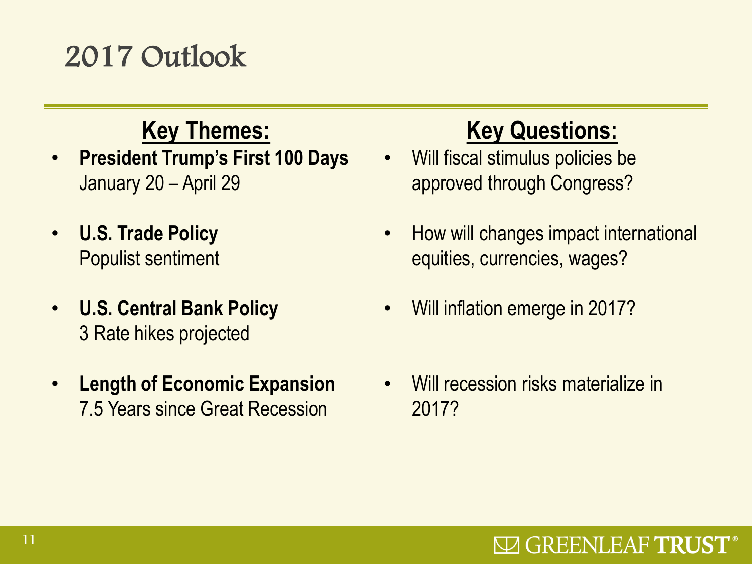# 2017 Outlook

## Key Themes:

- **President Trump's First 100 Days**
  January 20 – April 29
- **U.S. Trade Policy**
  Populist sentiment
- **U.S. Central Bank Policy**
  3 Rate hikes projected
- **Length of Economic Expansion**
  7.5 Years since Great Recession

## Key Questions:

- Will fiscal stimulus policies be approved through Congress?
- How will changes impact international equities, currencies, wages?
- Will inflation emerge in 2017?
- Will recession risks materialize in 2017?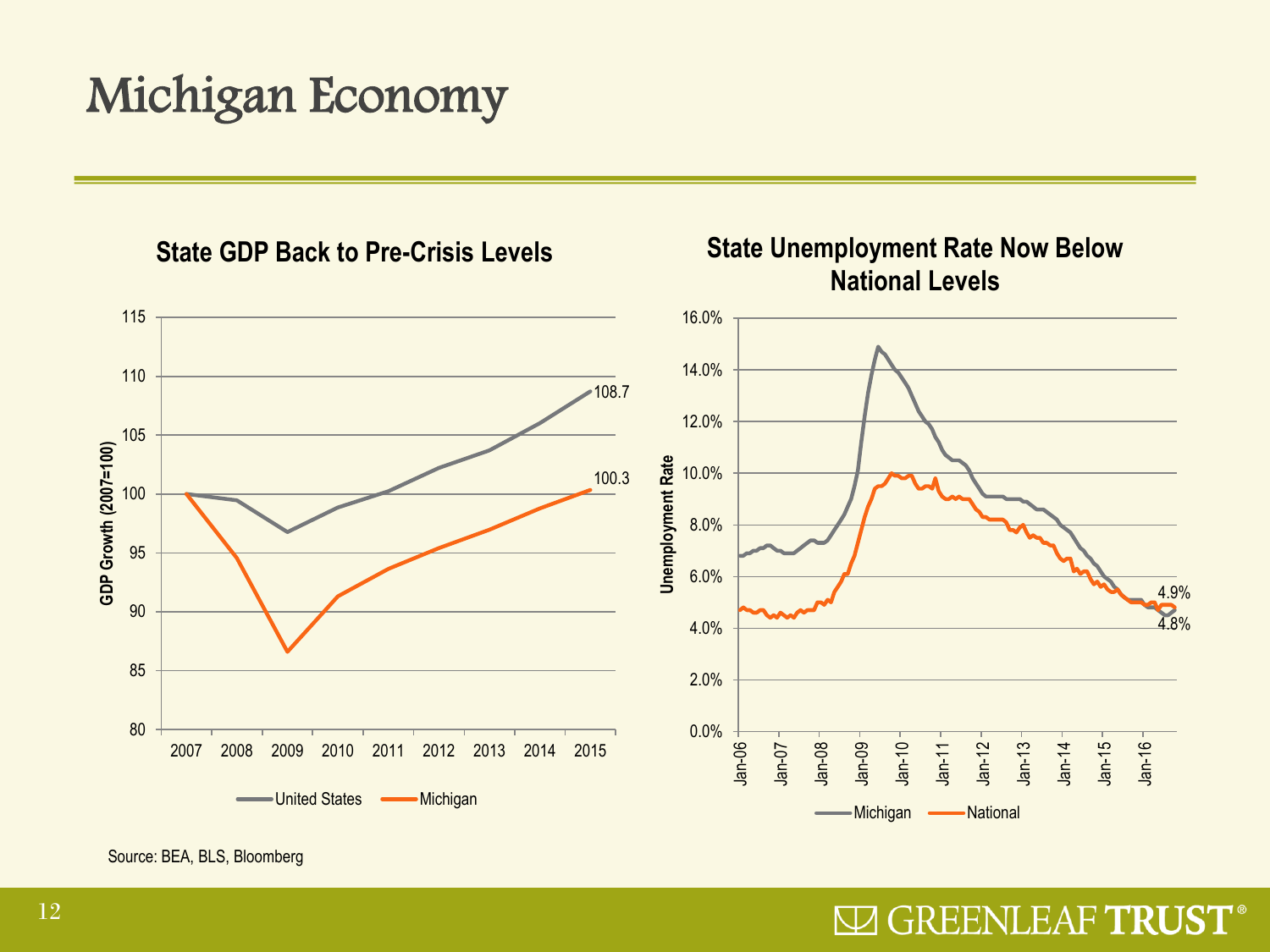# Michigan Economy

## State GDP Back to Pre-Crisis Levels

GDP Growth (2007=100)

115
110
105
100
95
90
85
80

2007 2008 2009 2010 2011 2012 2013 2014 2015

108.7
100.3

United States
Michigan

## State Unemployment Rate Now Below National Levels

Unemployment Rate

16.0%
14.0%
12.0%
10.0%
8.0%
6.0%
4.0%
2.0%
0.0%

Jan-06 Jan-07 Jan-08 Jan-09 Jan-10 Jan-11 Jan-12 Jan-13 Jan-14 Jan-15 Jan-16

4.9%
4.8%

Michigan
National

Source: BEA, BLS, Bloomberg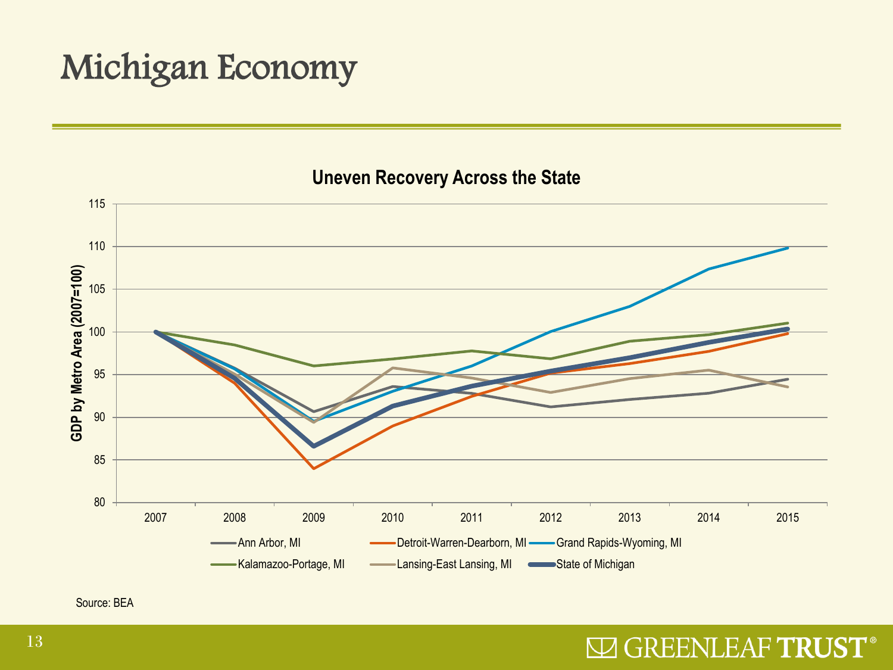# Michigan Economy

**Uneven Recovery Across the State**

GDP by Metro Area (2007=100)

115
110
105
100
95
90
85
80

2007 2008 2009 2010 2011 2012 2013 2014 2015

Ann Arbor, MI
Detroit-Warren-Dearborn, MI
Grand Rapids-Wyoming, MI
Kalamazoo-Portage, MI
Lansing-East Lansing, MI
State of Michigan

Source: BEA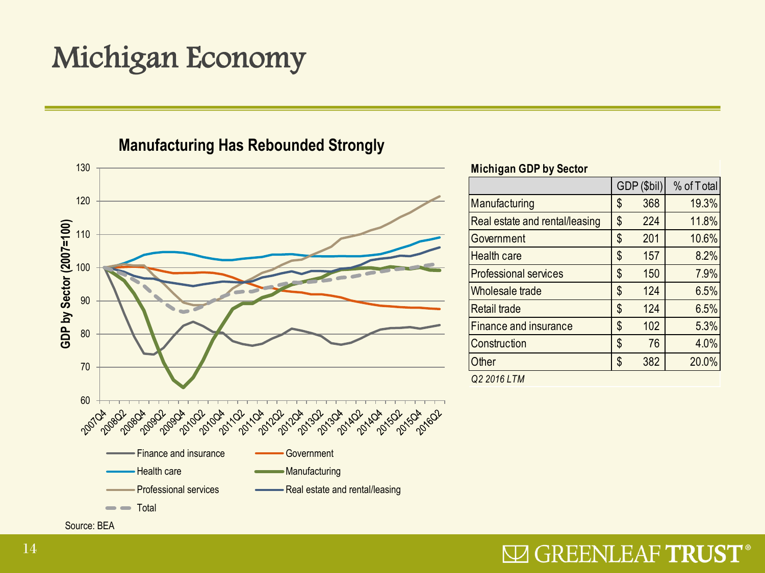# Michigan Economy

## Manufacturing Has Rebounded Strongly

GDP by Sector (2007=100)

130
120
110
100
90
80
70
60

2007Q4 2008Q2 2008Q4 2009Q2 2009Q4 2010Q2 2010Q4 2011Q2 2011Q4 2012Q2 2012Q4 2013Q2 2013Q4 2014Q2 2014Q4 2015Q2 2015Q4 2016Q2

Finance and insurance
Government
Health care
Manufacturing
Professional services
Real estate and rental/leasing
Total

Source: BEA

**Michigan GDP by Sector**

| | GDP ($bil) | % of Total |
|---|---|---|
| Manufacturing | $ 368 | 19.3% |
| Real estate and rental/leasing | $ 224 | 11.8% |
| Government | $ 201 | 10.6% |
| Health care | $ 157 | 8.2% |
| Professional services | $ 150 | 7.9% |
| Wholesale trade | $ 124 | 6.5% |
| Retail trade | $ 124 | 6.5% |
| Finance and insurance | $ 102 | 5.3% |
| Construction | $ 76 | 4.0% |
| Other | $ 382 | 20.0% |

*Q2 2016 LTM*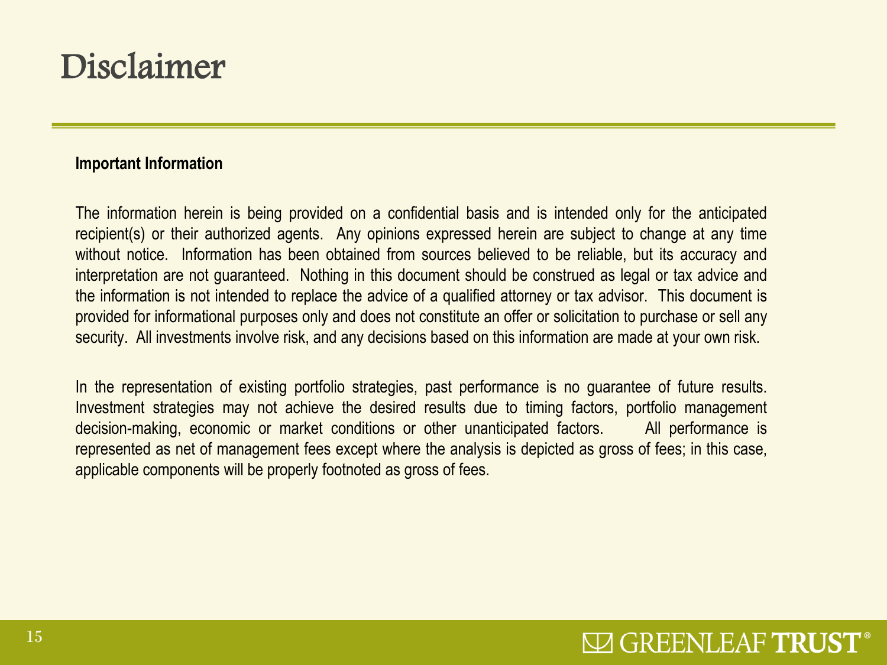# Disclaimer

**Important Information**

The information herein is being provided on a confidential basis and is intended only for the anticipated recipient(s) or their authorized agents. Any opinions expressed herein are subject to change at any time without notice. Information has been obtained from sources believed to be reliable, but its accuracy and interpretation are not guaranteed. Nothing in this document should be construed as legal or tax advice and the information is not intended to replace the advice of a qualified attorney or tax advisor. This document is provided for informational purposes only and does not constitute an offer or solicitation to purchase or sell any security. All investments involve risk, and any decisions based on this information are made at your own risk.

In the representation of existing portfolio strategies, past performance is no guarantee of future results. Investment strategies may not achieve the desired results due to timing factors, portfolio management decision-making, economic or market conditions or other unanticipated factors. All performance is represented as net of management fees except where the analysis is depicted as gross of fees; in this case, applicable components will be properly footnoted as gross of fees.

GREENLEAF TRUST®